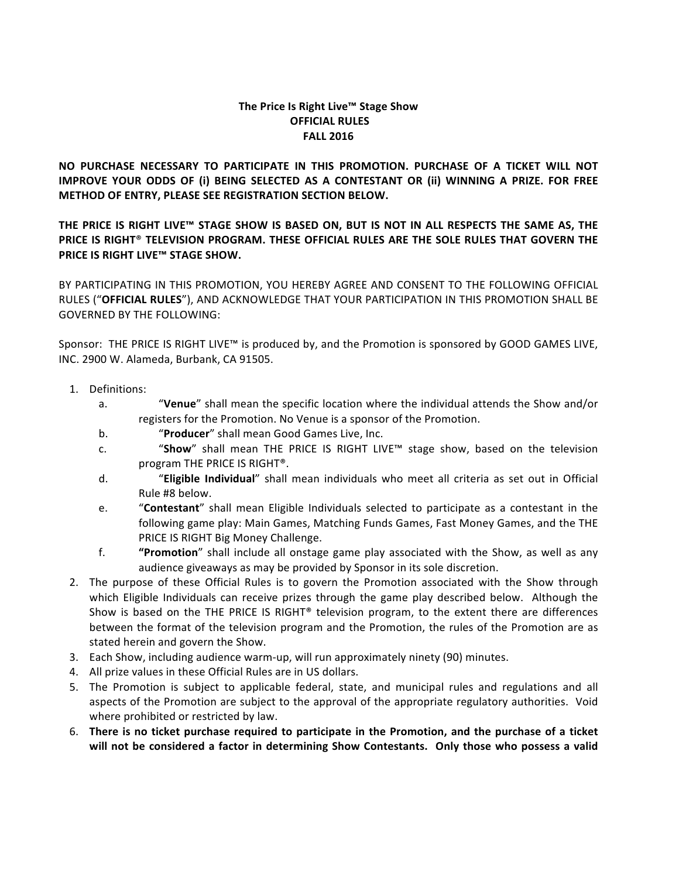# The Price Is Right Live™ Stage Show
## OFFICIAL RULES
## FALL 2016

**NO PURCHASE NECESSARY TO PARTICIPATE IN THIS PROMOTION. PURCHASE OF A TICKET WILL NOT IMPROVE YOUR ODDS OF (i) BEING SELECTED AS A CONTESTANT OR (ii) WINNING A PRIZE. FOR FREE METHOD OF ENTRY, PLEASE SEE REGISTRATION SECTION BELOW.**

**THE PRICE IS RIGHT LIVE™ STAGE SHOW IS BASED ON, BUT IS NOT IN ALL RESPECTS THE SAME AS, THE PRICE IS RIGHT® TELEVISION PROGRAM. THESE OFFICIAL RULES ARE THE SOLE RULES THAT GOVERN THE PRICE IS RIGHT LIVE™ STAGE SHOW.**

BY PARTICIPATING IN THIS PROMOTION, YOU HEREBY AGREE AND CONSENT TO THE FOLLOWING OFFICIAL RULES ("**OFFICIAL RULES**"), AND ACKNOWLEDGE THAT YOUR PARTICIPATION IN THIS PROMOTION SHALL BE GOVERNED BY THE FOLLOWING:

Sponsor: THE PRICE IS RIGHT LIVE™ is produced by, and the Promotion is sponsored by GOOD GAMES LIVE, INC. 2900 W. Alameda, Burbank, CA 91505.

1. Definitions:
   a. "**Venue**" shall mean the specific location where the individual attends the Show and/or registers for the Promotion. No Venue is a sponsor of the Promotion.
   b. "**Producer**" shall mean Good Games Live, Inc.
   c. "**Show**" shall mean THE PRICE IS RIGHT LIVE™ stage show, based on the television program THE PRICE IS RIGHT®.
   d. "**Eligible Individual**" shall mean individuals who meet all criteria as set out in Official Rule #8 below.
   e. "**Contestant**" shall mean Eligible Individuals selected to participate as a contestant in the following game play: Main Games, Matching Funds Games, Fast Money Games, and the THE PRICE IS RIGHT Big Money Challenge.
   f. **"Promotion**" shall include all onstage game play associated with the Show, as well as any audience giveaways as may be provided by Sponsor in its sole discretion.
2. The purpose of these Official Rules is to govern the Promotion associated with the Show through which Eligible Individuals can receive prizes through the game play described below. Although the Show is based on the THE PRICE IS RIGHT® television program, to the extent there are differences between the format of the television program and the Promotion, the rules of the Promotion are as stated herein and govern the Show.
3. Each Show, including audience warm-up, will run approximately ninety (90) minutes.
4. All prize values in these Official Rules are in US dollars.
5. The Promotion is subject to applicable federal, state, and municipal rules and regulations and all aspects of the Promotion are subject to the approval of the appropriate regulatory authorities. Void where prohibited or restricted by law.
6. **There is no ticket purchase required to participate in the Promotion, and the purchase of a ticket will not be considered a factor in determining Show Contestants. Only those who possess a valid**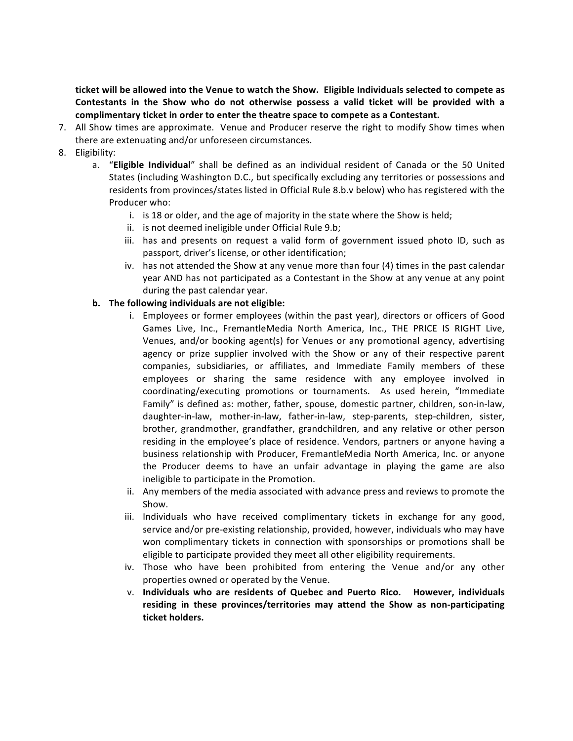**ticket will be allowed into the Venue to watch the Show. Eligible Individuals selected to compete as Contestants in the Show who do not otherwise possess a valid ticket will be provided with a complimentary ticket in order to enter the theatre space to compete as a Contestant.**

7. All Show times are approximate. Venue and Producer reserve the right to modify Show times when there are extenuating and/or unforeseen circumstances.
8. Eligibility:
   a. "**Eligible Individual**" shall be defined as an individual resident of Canada or the 50 United States (including Washington D.C., but specifically excluding any territories or possessions and residents from provinces/states listed in Official Rule 8.b.v below) who has registered with the Producer who:
      i. is 18 or older, and the age of majority in the state where the Show is held;
      ii. is not deemed ineligible under Official Rule 9.b;
      iii. has and presents on request a valid form of government issued photo ID, such as passport, driver's license, or other identification;
      iv. has not attended the Show at any venue more than four (4) times in the past calendar year AND has not participated as a Contestant in the Show at any venue at any point during the past calendar year.

   **b. The following individuals are not eligible:**
      i. Employees or former employees (within the past year), directors or officers of Good Games Live, Inc., FremantleMedia North America, Inc., THE PRICE IS RIGHT Live, Venues, and/or booking agent(s) for Venues or any promotional agency, advertising agency or prize supplier involved with the Show or any of their respective parent companies, subsidiaries, or affiliates, and Immediate Family members of these employees or sharing the same residence with any employee involved in coordinating/executing promotions or tournaments. As used herein, "Immediate Family" is defined as: mother, father, spouse, domestic partner, children, son-in-law, daughter-in-law, mother-in-law, father-in-law, step-parents, step-children, sister, brother, grandmother, grandfather, grandchildren, and any relative or other person residing in the employee's place of residence. Vendors, partners or anyone having a business relationship with Producer, FremantleMedia North America, Inc. or anyone the Producer deems to have an unfair advantage in playing the game are also ineligible to participate in the Promotion.
      ii. Any members of the media associated with advance press and reviews to promote the Show.
      iii. Individuals who have received complimentary tickets in exchange for any good, service and/or pre-existing relationship, provided, however, individuals who may have won complimentary tickets in connection with sponsorships or promotions shall be eligible to participate provided they meet all other eligibility requirements.
      iv. Those who have been prohibited from entering the Venue and/or any other properties owned or operated by the Venue.
      v. **Individuals who are residents of Quebec and Puerto Rico. However, individuals residing in these provinces/territories may attend the Show as non-participating ticket holders.**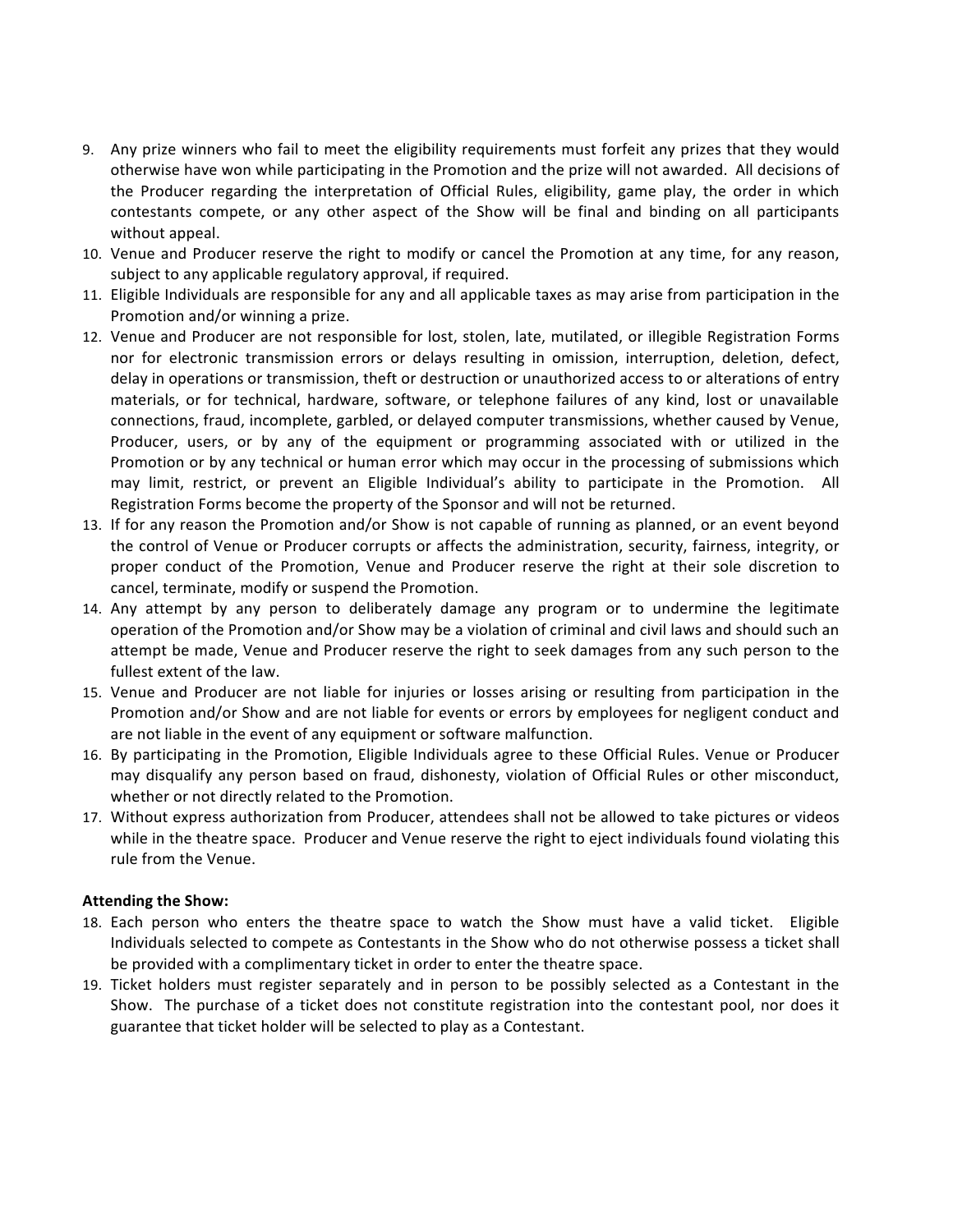9. Any prize winners who fail to meet the eligibility requirements must forfeit any prizes that they would otherwise have won while participating in the Promotion and the prize will not awarded. All decisions of the Producer regarding the interpretation of Official Rules, eligibility, game play, the order in which contestants compete, or any other aspect of the Show will be final and binding on all participants without appeal.
10. Venue and Producer reserve the right to modify or cancel the Promotion at any time, for any reason, subject to any applicable regulatory approval, if required.
11. Eligible Individuals are responsible for any and all applicable taxes as may arise from participation in the Promotion and/or winning a prize.
12. Venue and Producer are not responsible for lost, stolen, late, mutilated, or illegible Registration Forms nor for electronic transmission errors or delays resulting in omission, interruption, deletion, defect, delay in operations or transmission, theft or destruction or unauthorized access to or alterations of entry materials, or for technical, hardware, software, or telephone failures of any kind, lost or unavailable connections, fraud, incomplete, garbled, or delayed computer transmissions, whether caused by Venue, Producer, users, or by any of the equipment or programming associated with or utilized in the Promotion or by any technical or human error which may occur in the processing of submissions which may limit, restrict, or prevent an Eligible Individual's ability to participate in the Promotion. All Registration Forms become the property of the Sponsor and will not be returned.
13. If for any reason the Promotion and/or Show is not capable of running as planned, or an event beyond the control of Venue or Producer corrupts or affects the administration, security, fairness, integrity, or proper conduct of the Promotion, Venue and Producer reserve the right at their sole discretion to cancel, terminate, modify or suspend the Promotion.
14. Any attempt by any person to deliberately damage any program or to undermine the legitimate operation of the Promotion and/or Show may be a violation of criminal and civil laws and should such an attempt be made, Venue and Producer reserve the right to seek damages from any such person to the fullest extent of the law.
15. Venue and Producer are not liable for injuries or losses arising or resulting from participation in the Promotion and/or Show and are not liable for events or errors by employees for negligent conduct and are not liable in the event of any equipment or software malfunction.
16. By participating in the Promotion, Eligible Individuals agree to these Official Rules. Venue or Producer may disqualify any person based on fraud, dishonesty, violation of Official Rules or other misconduct, whether or not directly related to the Promotion.
17. Without express authorization from Producer, attendees shall not be allowed to take pictures or videos while in the theatre space. Producer and Venue reserve the right to eject individuals found violating this rule from the Venue.

**Attending the Show:**

18. Each person who enters the theatre space to watch the Show must have a valid ticket. Eligible Individuals selected to compete as Contestants in the Show who do not otherwise possess a ticket shall be provided with a complimentary ticket in order to enter the theatre space.
19. Ticket holders must register separately and in person to be possibly selected as a Contestant in the Show. The purchase of a ticket does not constitute registration into the contestant pool, nor does it guarantee that ticket holder will be selected to play as a Contestant.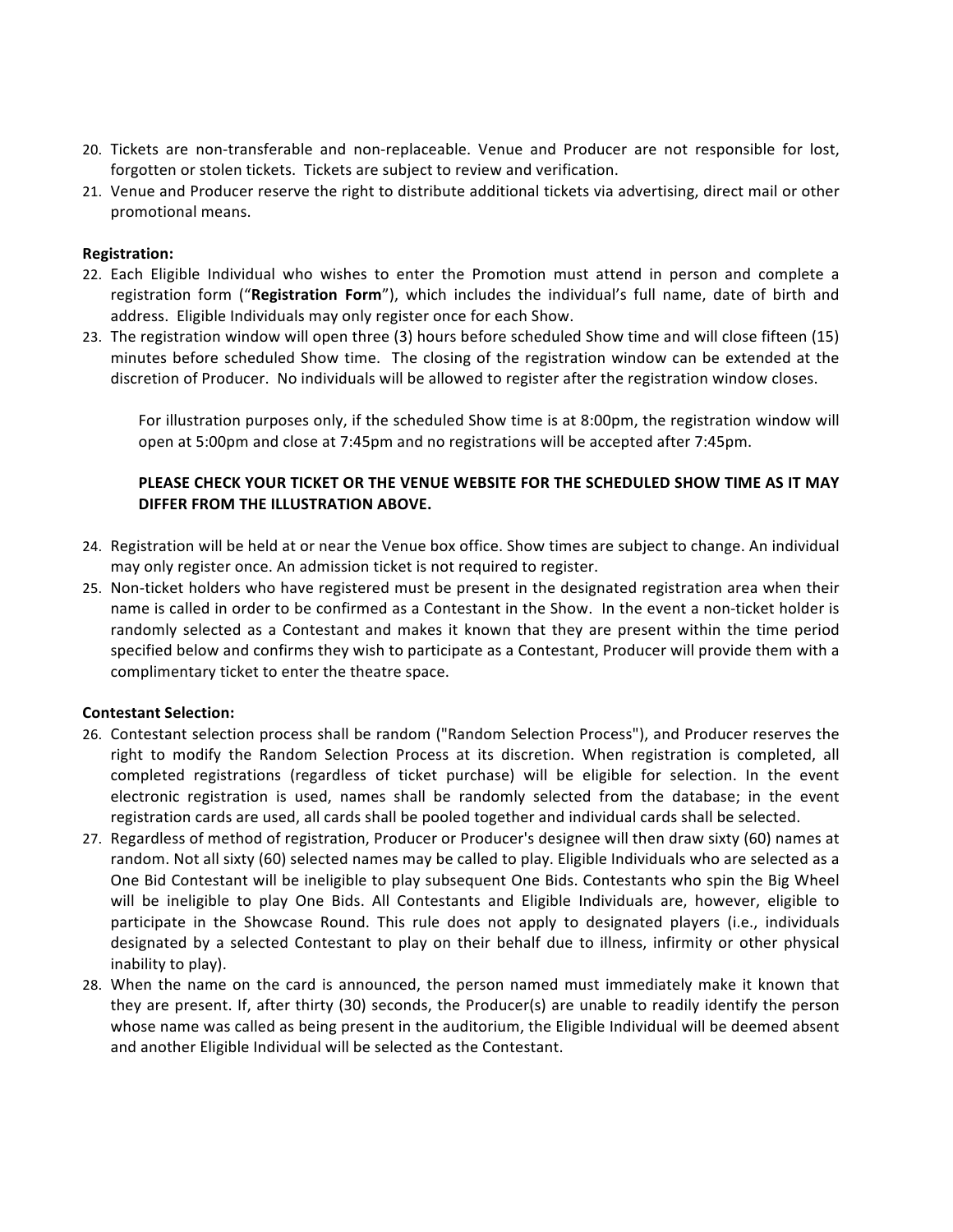20. Tickets are non-transferable and non-replaceable. Venue and Producer are not responsible for lost, forgotten or stolen tickets. Tickets are subject to review and verification.
21. Venue and Producer reserve the right to distribute additional tickets via advertising, direct mail or other promotional means.

**Registration:**

22. Each Eligible Individual who wishes to enter the Promotion must attend in person and complete a registration form ("**Registration Form**"), which includes the individual's full name, date of birth and address. Eligible Individuals may only register once for each Show.
23. The registration window will open three (3) hours before scheduled Show time and will close fifteen (15) minutes before scheduled Show time. The closing of the registration window can be extended at the discretion of Producer. No individuals will be allowed to register after the registration window closes.

    For illustration purposes only, if the scheduled Show time is at 8:00pm, the registration window will open at 5:00pm and close at 7:45pm and no registrations will be accepted after 7:45pm.

    **PLEASE CHECK YOUR TICKET OR THE VENUE WEBSITE FOR THE SCHEDULED SHOW TIME AS IT MAY DIFFER FROM THE ILLUSTRATION ABOVE.**

24. Registration will be held at or near the Venue box office. Show times are subject to change. An individual may only register once. An admission ticket is not required to register.
25. Non-ticket holders who have registered must be present in the designated registration area when their name is called in order to be confirmed as a Contestant in the Show. In the event a non-ticket holder is randomly selected as a Contestant and makes it known that they are present within the time period specified below and confirms they wish to participate as a Contestant, Producer will provide them with a complimentary ticket to enter the theatre space.

**Contestant Selection:**

26. Contestant selection process shall be random ("Random Selection Process"), and Producer reserves the right to modify the Random Selection Process at its discretion. When registration is completed, all completed registrations (regardless of ticket purchase) will be eligible for selection. In the event electronic registration is used, names shall be randomly selected from the database; in the event registration cards are used, all cards shall be pooled together and individual cards shall be selected.
27. Regardless of method of registration, Producer or Producer's designee will then draw sixty (60) names at random. Not all sixty (60) selected names may be called to play. Eligible Individuals who are selected as a One Bid Contestant will be ineligible to play subsequent One Bids. Contestants who spin the Big Wheel will be ineligible to play One Bids. All Contestants and Eligible Individuals are, however, eligible to participate in the Showcase Round. This rule does not apply to designated players (i.e., individuals designated by a selected Contestant to play on their behalf due to illness, infirmity or other physical inability to play).
28. When the name on the card is announced, the person named must immediately make it known that they are present. If, after thirty (30) seconds, the Producer(s) are unable to readily identify the person whose name was called as being present in the auditorium, the Eligible Individual will be deemed absent and another Eligible Individual will be selected as the Contestant.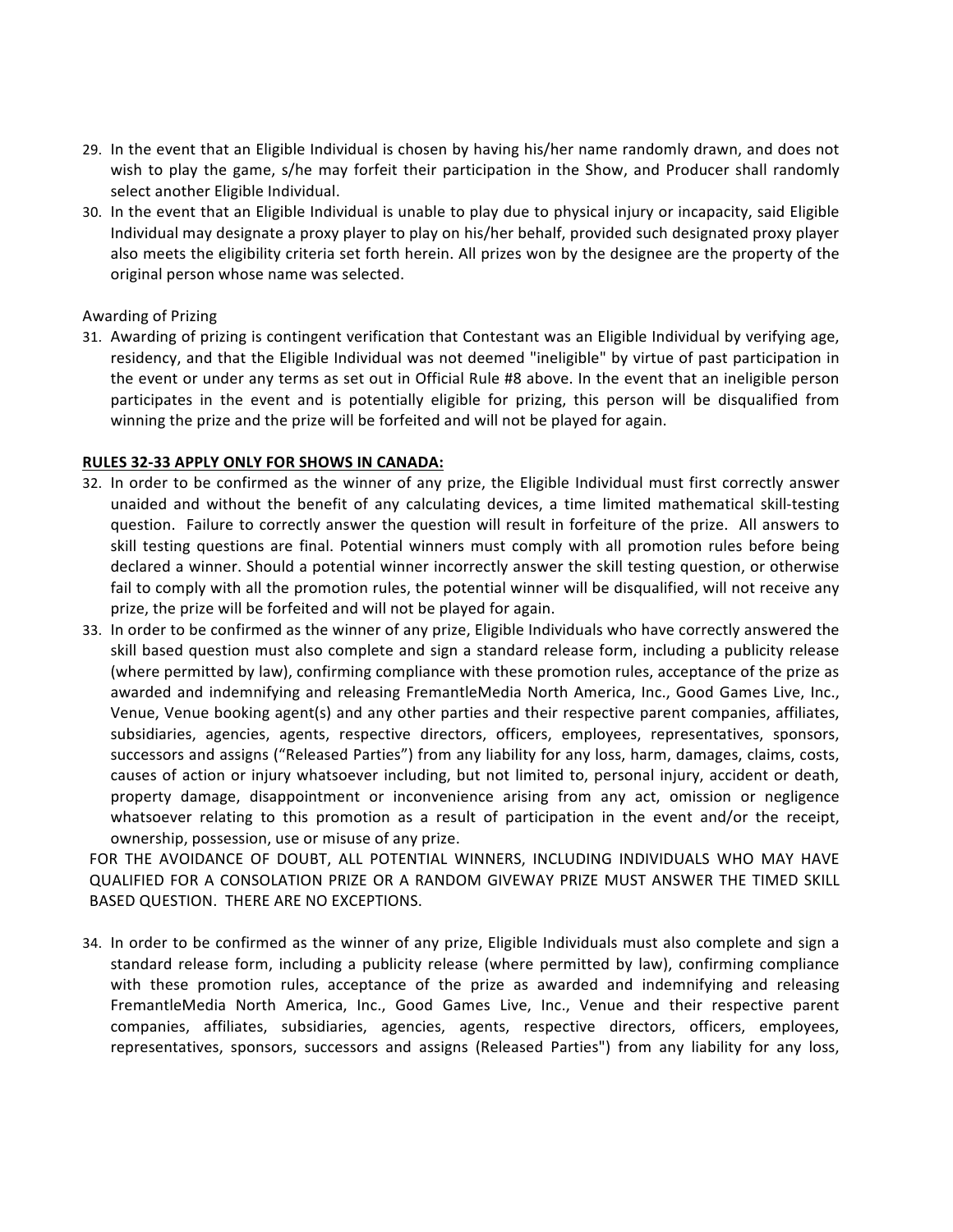29. In the event that an Eligible Individual is chosen by having his/her name randomly drawn, and does not wish to play the game, s/he may forfeit their participation in the Show, and Producer shall randomly select another Eligible Individual.
30. In the event that an Eligible Individual is unable to play due to physical injury or incapacity, said Eligible Individual may designate a proxy player to play on his/her behalf, provided such designated proxy player also meets the eligibility criteria set forth herein. All prizes won by the designee are the property of the original person whose name was selected.

Awarding of Prizing

31. Awarding of prizing is contingent verification that Contestant was an Eligible Individual by verifying age, residency, and that the Eligible Individual was not deemed "ineligible" by virtue of past participation in the event or under any terms as set out in Official Rule #8 above. In the event that an ineligible person participates in the event and is potentially eligible for prizing, this person will be disqualified from winning the prize and the prize will be forfeited and will not be played for again.

**RULES 32-33 APPLY ONLY FOR SHOWS IN CANADA:**

32. In order to be confirmed as the winner of any prize, the Eligible Individual must first correctly answer unaided and without the benefit of any calculating devices, a time limited mathematical skill-testing question. Failure to correctly answer the question will result in forfeiture of the prize. All answers to skill testing questions are final. Potential winners must comply with all promotion rules before being declared a winner. Should a potential winner incorrectly answer the skill testing question, or otherwise fail to comply with all the promotion rules, the potential winner will be disqualified, will not receive any prize, the prize will be forfeited and will not be played for again.
33. In order to be confirmed as the winner of any prize, Eligible Individuals who have correctly answered the skill based question must also complete and sign a standard release form, including a publicity release (where permitted by law), confirming compliance with these promotion rules, acceptance of the prize as awarded and indemnifying and releasing FremantleMedia North America, Inc., Good Games Live, Inc., Venue, Venue booking agent(s) and any other parties and their respective parent companies, affiliates, subsidiaries, agencies, agents, respective directors, officers, employees, representatives, sponsors, successors and assigns ("Released Parties") from any liability for any loss, harm, damages, claims, costs, causes of action or injury whatsoever including, but not limited to, personal injury, accident or death, property damage, disappointment or inconvenience arising from any act, omission or negligence whatsoever relating to this promotion as a result of participation in the event and/or the receipt, ownership, possession, use or misuse of any prize.

FOR THE AVOIDANCE OF DOUBT, ALL POTENTIAL WINNERS, INCLUDING INDIVIDUALS WHO MAY HAVE QUALIFIED FOR A CONSOLATION PRIZE OR A RANDOM GIVEWAY PRIZE MUST ANSWER THE TIMED SKILL BASED QUESTION. THERE ARE NO EXCEPTIONS.

34. In order to be confirmed as the winner of any prize, Eligible Individuals must also complete and sign a standard release form, including a publicity release (where permitted by law), confirming compliance with these promotion rules, acceptance of the prize as awarded and indemnifying and releasing FremantleMedia North America, Inc., Good Games Live, Inc., Venue and their respective parent companies, affiliates, subsidiaries, agencies, agents, respective directors, officers, employees, representatives, sponsors, successors and assigns (Released Parties") from any liability for any loss,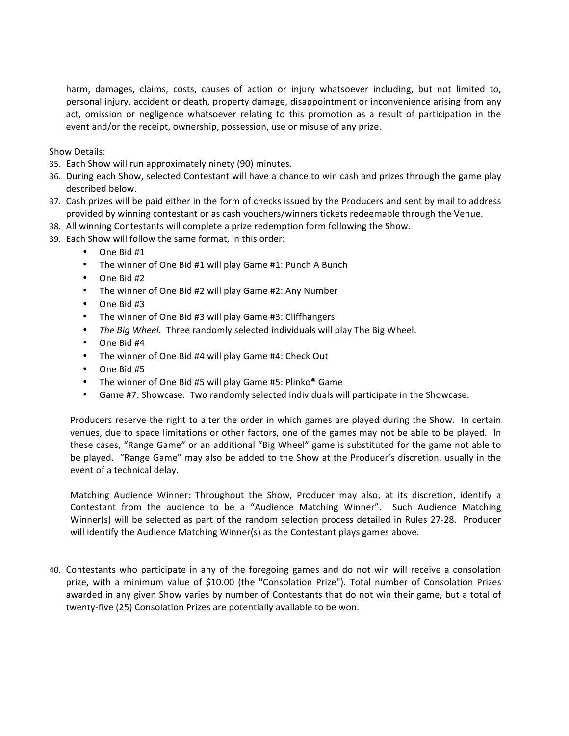harm, damages, claims, costs, causes of action or injury whatsoever including, but not limited to, personal injury, accident or death, property damage, disappointment or inconvenience arising from any act, omission or negligence whatsoever relating to this promotion as a result of participation in the event and/or the receipt, ownership, possession, use or misuse of any prize.

Show Details:

35. Each Show will run approximately ninety (90) minutes.
36. During each Show, selected Contestant will have a chance to win cash and prizes through the game play described below.
37. Cash prizes will be paid either in the form of checks issued by the Producers and sent by mail to address provided by winning contestant or as cash vouchers/winners tickets redeemable through the Venue.
38. All winning Contestants will complete a prize redemption form following the Show.
39. Each Show will follow the same format, in this order:
    - One Bid #1
    - The winner of One Bid #1 will play Game #1: Punch A Bunch
    - One Bid #2
    - The winner of One Bid #2 will play Game #2: Any Number
    - One Bid #3
    - The winner of One Bid #3 will play Game #3: Cliffhangers
    - *The Big Wheel*. Three randomly selected individuals will play The Big Wheel.
    - One Bid #4
    - The winner of One Bid #4 will play Game #4: Check Out
    - One Bid #5
    - The winner of One Bid #5 will play Game #5: Plinko® Game
    - Game #7: Showcase. Two randomly selected individuals will participate in the Showcase.

    Producers reserve the right to alter the order in which games are played during the Show. In certain venues, due to space limitations or other factors, one of the games may not be able to be played. In these cases, "Range Game" or an additional "Big Wheel" game is substituted for the game not able to be played. "Range Game" may also be added to the Show at the Producer's discretion, usually in the event of a technical delay.

    Matching Audience Winner: Throughout the Show, Producer may also, at its discretion, identify a Contestant from the audience to be a "Audience Matching Winner". Such Audience Matching Winner(s) will be selected as part of the random selection process detailed in Rules 27-28. Producer will identify the Audience Matching Winner(s) as the Contestant plays games above.

40. Contestants who participate in any of the foregoing games and do not win will receive a consolation prize, with a minimum value of $10.00 (the "Consolation Prize"). Total number of Consolation Prizes awarded in any given Show varies by number of Contestants that do not win their game, but a total of twenty-five (25) Consolation Prizes are potentially available to be won.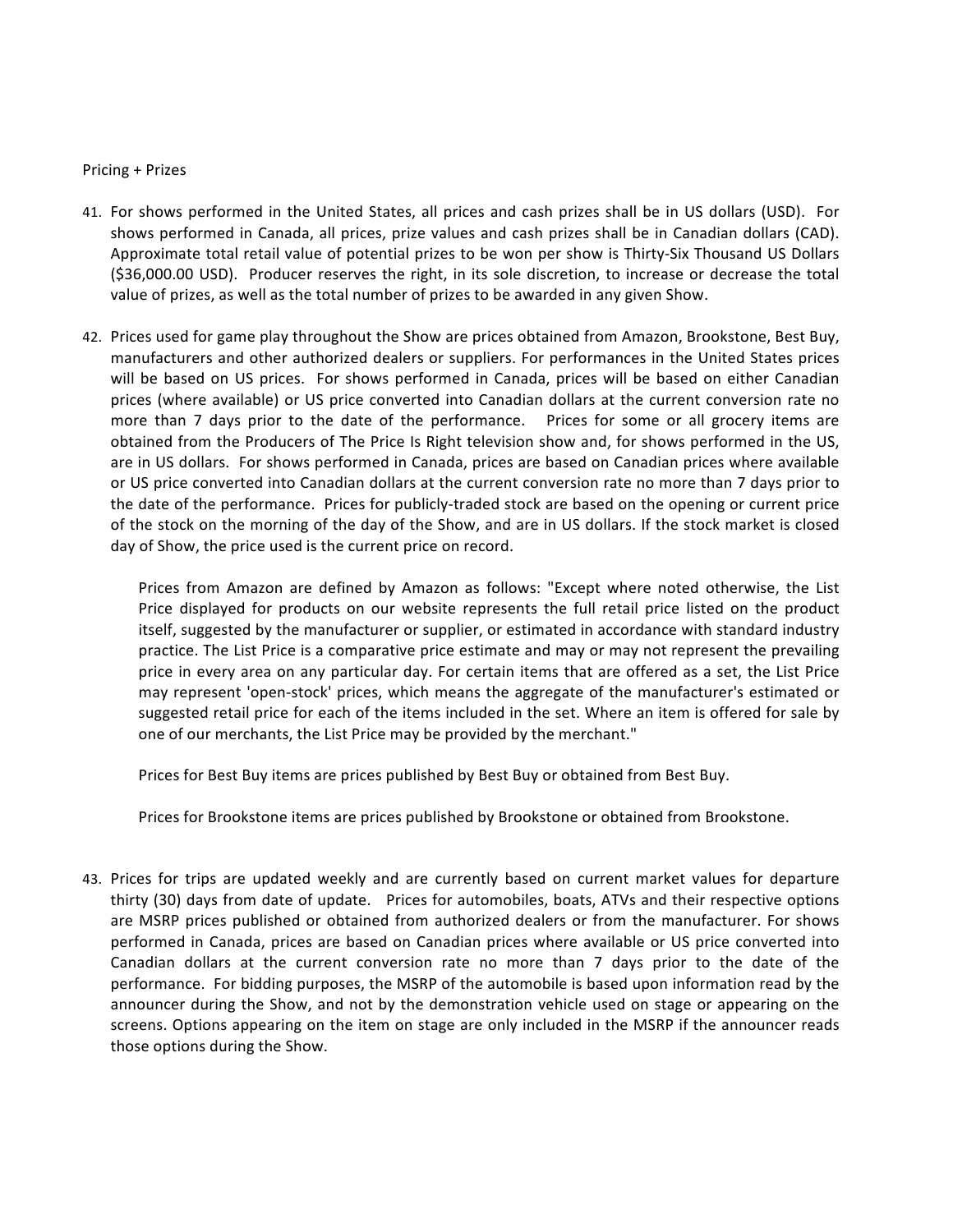Pricing + Prizes

41. For shows performed in the United States, all prices and cash prizes shall be in US dollars (USD). For shows performed in Canada, all prices, prize values and cash prizes shall be in Canadian dollars (CAD). Approximate total retail value of potential prizes to be won per show is Thirty-Six Thousand US Dollars ($36,000.00 USD). Producer reserves the right, in its sole discretion, to increase or decrease the total value of prizes, as well as the total number of prizes to be awarded in any given Show.

42. Prices used for game play throughout the Show are prices obtained from Amazon, Brookstone, Best Buy, manufacturers and other authorized dealers or suppliers. For performances in the United States prices will be based on US prices. For shows performed in Canada, prices will be based on either Canadian prices (where available) or US price converted into Canadian dollars at the current conversion rate no more than 7 days prior to the date of the performance. Prices for some or all grocery items are obtained from the Producers of The Price Is Right television show and, for shows performed in the US, are in US dollars. For shows performed in Canada, prices are based on Canadian prices where available or US price converted into Canadian dollars at the current conversion rate no more than 7 days prior to the date of the performance. Prices for publicly-traded stock are based on the opening or current price of the stock on the morning of the day of the Show, and are in US dollars. If the stock market is closed day of Show, the price used is the current price on record.

    Prices from Amazon are defined by Amazon as follows: "Except where noted otherwise, the List Price displayed for products on our website represents the full retail price listed on the product itself, suggested by the manufacturer or supplier, or estimated in accordance with standard industry practice. The List Price is a comparative price estimate and may or may not represent the prevailing price in every area on any particular day. For certain items that are offered as a set, the List Price may represent 'open-stock' prices, which means the aggregate of the manufacturer's estimated or suggested retail price for each of the items included in the set. Where an item is offered for sale by one of our merchants, the List Price may be provided by the merchant."

    Prices for Best Buy items are prices published by Best Buy or obtained from Best Buy.

    Prices for Brookstone items are prices published by Brookstone or obtained from Brookstone.

43. Prices for trips are updated weekly and are currently based on current market values for departure thirty (30) days from date of update. Prices for automobiles, boats, ATVs and their respective options are MSRP prices published or obtained from authorized dealers or from the manufacturer. For shows performed in Canada, prices are based on Canadian prices where available or US price converted into Canadian dollars at the current conversion rate no more than 7 days prior to the date of the performance. For bidding purposes, the MSRP of the automobile is based upon information read by the announcer during the Show, and not by the demonstration vehicle used on stage or appearing on the screens. Options appearing on the item on stage are only included in the MSRP if the announcer reads those options during the Show.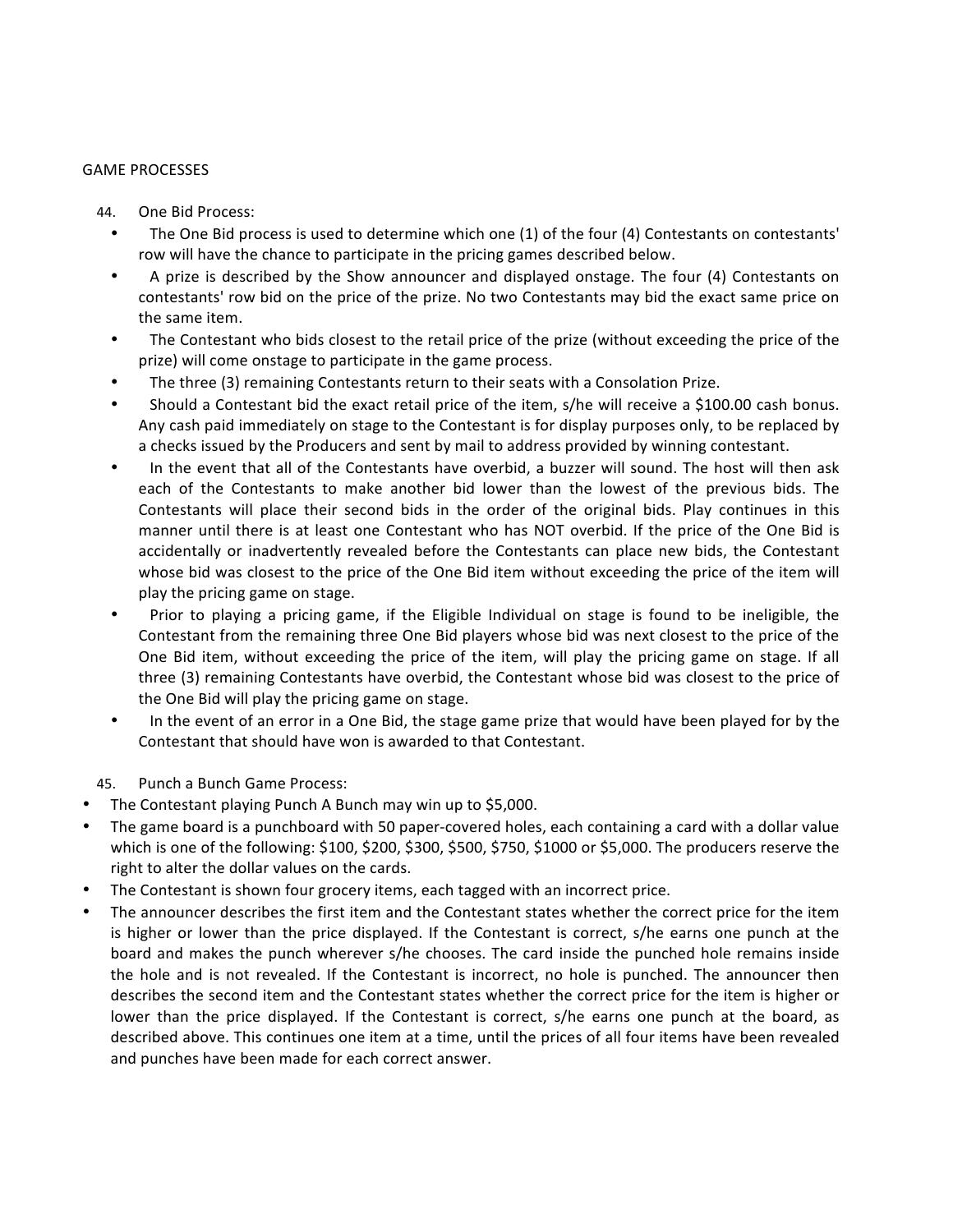GAME PROCESSES

44. One Bid Process:

- The One Bid process is used to determine which one (1) of the four (4) Contestants on contestants' row will have the chance to participate in the pricing games described below.
- A prize is described by the Show announcer and displayed onstage. The four (4) Contestants on contestants' row bid on the price of the prize. No two Contestants may bid the exact same price on the same item.
- The Contestant who bids closest to the retail price of the prize (without exceeding the price of the prize) will come onstage to participate in the game process.
- The three (3) remaining Contestants return to their seats with a Consolation Prize.
- Should a Contestant bid the exact retail price of the item, s/he will receive a $100.00 cash bonus. Any cash paid immediately on stage to the Contestant is for display purposes only, to be replaced by a checks issued by the Producers and sent by mail to address provided by winning contestant.
- In the event that all of the Contestants have overbid, a buzzer will sound. The host will then ask each of the Contestants to make another bid lower than the lowest of the previous bids. The Contestants will place their second bids in the order of the original bids. Play continues in this manner until there is at least one Contestant who has NOT overbid. If the price of the One Bid is accidentally or inadvertently revealed before the Contestants can place new bids, the Contestant whose bid was closest to the price of the One Bid item without exceeding the price of the item will play the pricing game on stage.
- Prior to playing a pricing game, if the Eligible Individual on stage is found to be ineligible, the Contestant from the remaining three One Bid players whose bid was next closest to the price of the One Bid item, without exceeding the price of the item, will play the pricing game on stage. If all three (3) remaining Contestants have overbid, the Contestant whose bid was closest to the price of the One Bid will play the pricing game on stage.
- In the event of an error in a One Bid, the stage game prize that would have been played for by the Contestant that should have won is awarded to that Contestant.

45. Punch a Bunch Game Process:

- The Contestant playing Punch A Bunch may win up to $5,000.
- The game board is a punchboard with 50 paper-covered holes, each containing a card with a dollar value which is one of the following: $100, $200, $300, $500, $750, $1000 or $5,000. The producers reserve the right to alter the dollar values on the cards.
- The Contestant is shown four grocery items, each tagged with an incorrect price.
- The announcer describes the first item and the Contestant states whether the correct price for the item is higher or lower than the price displayed. If the Contestant is correct, s/he earns one punch at the board and makes the punch wherever s/he chooses. The card inside the punched hole remains inside the hole and is not revealed. If the Contestant is incorrect, no hole is punched. The announcer then describes the second item and the Contestant states whether the correct price for the item is higher or lower than the price displayed. If the Contestant is correct, s/he earns one punch at the board, as described above. This continues one item at a time, until the prices of all four items have been revealed and punches have been made for each correct answer.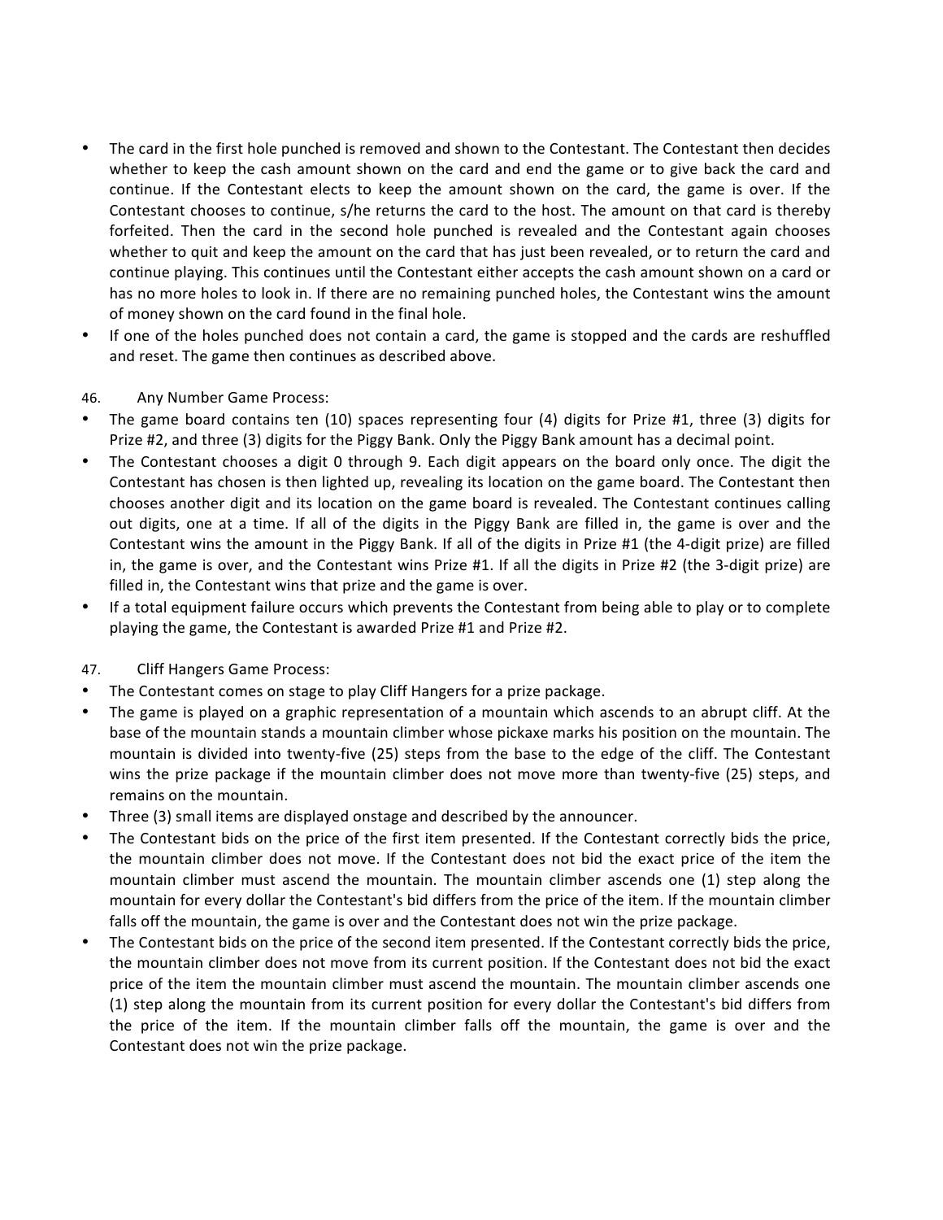- The card in the first hole punched is removed and shown to the Contestant. The Contestant then decides whether to keep the cash amount shown on the card and end the game or to give back the card and continue. If the Contestant elects to keep the amount shown on the card, the game is over. If the Contestant chooses to continue, s/he returns the card to the host. The amount on that card is thereby forfeited. Then the card in the second hole punched is revealed and the Contestant again chooses whether to quit and keep the amount on the card that has just been revealed, or to return the card and continue playing. This continues until the Contestant either accepts the cash amount shown on a card or has no more holes to look in. If there are no remaining punched holes, the Contestant wins the amount of money shown on the card found in the final hole.
- If one of the holes punched does not contain a card, the game is stopped and the cards are reshuffled and reset. The game then continues as described above.

46. Any Number Game Process:

- The game board contains ten (10) spaces representing four (4) digits for Prize #1, three (3) digits for Prize #2, and three (3) digits for the Piggy Bank. Only the Piggy Bank amount has a decimal point.
- The Contestant chooses a digit 0 through 9. Each digit appears on the board only once. The digit the Contestant has chosen is then lighted up, revealing its location on the game board. The Contestant then chooses another digit and its location on the game board is revealed. The Contestant continues calling out digits, one at a time. If all of the digits in the Piggy Bank are filled in, the game is over and the Contestant wins the amount in the Piggy Bank. If all of the digits in Prize #1 (the 4-digit prize) are filled in, the game is over, and the Contestant wins Prize #1. If all the digits in Prize #2 (the 3-digit prize) are filled in, the Contestant wins that prize and the game is over.
- If a total equipment failure occurs which prevents the Contestant from being able to play or to complete playing the game, the Contestant is awarded Prize #1 and Prize #2.

47. Cliff Hangers Game Process:

- The Contestant comes on stage to play Cliff Hangers for a prize package.
- The game is played on a graphic representation of a mountain which ascends to an abrupt cliff. At the base of the mountain stands a mountain climber whose pickaxe marks his position on the mountain. The mountain is divided into twenty-five (25) steps from the base to the edge of the cliff. The Contestant wins the prize package if the mountain climber does not move more than twenty-five (25) steps, and remains on the mountain.
- Three (3) small items are displayed onstage and described by the announcer.
- The Contestant bids on the price of the first item presented. If the Contestant correctly bids the price, the mountain climber does not move. If the Contestant does not bid the exact price of the item the mountain climber must ascend the mountain. The mountain climber ascends one (1) step along the mountain for every dollar the Contestant's bid differs from the price of the item. If the mountain climber falls off the mountain, the game is over and the Contestant does not win the prize package.
- The Contestant bids on the price of the second item presented. If the Contestant correctly bids the price, the mountain climber does not move from its current position. If the Contestant does not bid the exact price of the item the mountain climber must ascend the mountain. The mountain climber ascends one (1) step along the mountain from its current position for every dollar the Contestant's bid differs from the price of the item. If the mountain climber falls off the mountain, the game is over and the Contestant does not win the prize package.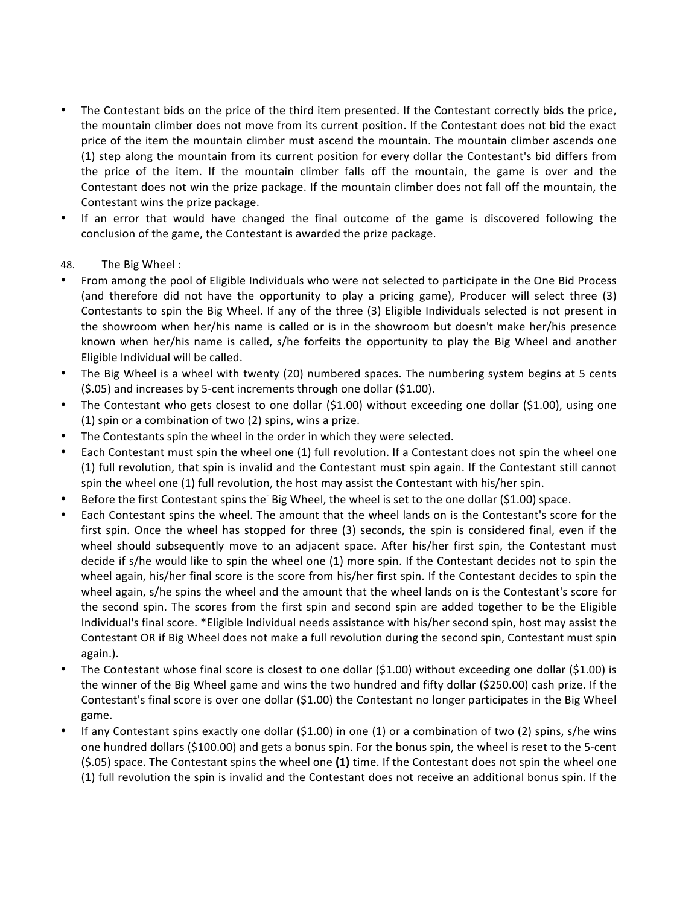- The Contestant bids on the price of the third item presented. If the Contestant correctly bids the price, the mountain climber does not move from its current position. If the Contestant does not bid the exact price of the item the mountain climber must ascend the mountain. The mountain climber ascends one (1) step along the mountain from its current position for every dollar the Contestant's bid differs from the price of the item. If the mountain climber falls off the mountain, the game is over and the Contestant does not win the prize package. If the mountain climber does not fall off the mountain, the Contestant wins the prize package.
- If an error that would have changed the final outcome of the game is discovered following the conclusion of the game, the Contestant is awarded the prize package.

48. The Big Wheel :

- From among the pool of Eligible Individuals who were not selected to participate in the One Bid Process (and therefore did not have the opportunity to play a pricing game), Producer will select three (3) Contestants to spin the Big Wheel. If any of the three (3) Eligible Individuals selected is not present in the showroom when her/his name is called or is in the showroom but doesn't make her/his presence known when her/his name is called, s/he forfeits the opportunity to play the Big Wheel and another Eligible Individual will be called.
- The Big Wheel is a wheel with twenty (20) numbered spaces. The numbering system begins at 5 cents ($.05) and increases by 5-cent increments through one dollar ($1.00).
- The Contestant who gets closest to one dollar ($1.00) without exceeding one dollar ($1.00), using one (1) spin or a combination of two (2) spins, wins a prize.
- The Contestants spin the wheel in the order in which they were selected.
- Each Contestant must spin the wheel one (1) full revolution. If a Contestant does not spin the wheel one (1) full revolution, that spin is invalid and the Contestant must spin again. If the Contestant still cannot spin the wheel one (1) full revolution, the host may assist the Contestant with his/her spin.
- Before the first Contestant spins the Big Wheel, the wheel is set to the one dollar ($1.00) space.
- Each Contestant spins the wheel. The amount that the wheel lands on is the Contestant's score for the first spin. Once the wheel has stopped for three (3) seconds, the spin is considered final, even if the wheel should subsequently move to an adjacent space. After his/her first spin, the Contestant must decide if s/he would like to spin the wheel one (1) more spin. If the Contestant decides not to spin the wheel again, his/her final score is the score from his/her first spin. If the Contestant decides to spin the wheel again, s/he spins the wheel and the amount that the wheel lands on is the Contestant's score for the second spin. The scores from the first spin and second spin are added together to be the Eligible Individual's final score. *Eligible Individual needs assistance with his/her second spin, host may assist the Contestant OR if Big Wheel does not make a full revolution during the second spin, Contestant must spin again.).
- The Contestant whose final score is closest to one dollar ($1.00) without exceeding one dollar ($1.00) is the winner of the Big Wheel game and wins the two hundred and fifty dollar ($250.00) cash prize. If the Contestant's final score is over one dollar ($1.00) the Contestant no longer participates in the Big Wheel game.
- If any Contestant spins exactly one dollar ($1.00) in one (1) or a combination of two (2) spins, s/he wins one hundred dollars ($100.00) and gets a bonus spin. For the bonus spin, the wheel is reset to the 5-cent ($.05) space. The Contestant spins the wheel one **(1)** time. If the Contestant does not spin the wheel one (1) full revolution the spin is invalid and the Contestant does not receive an additional bonus spin. If the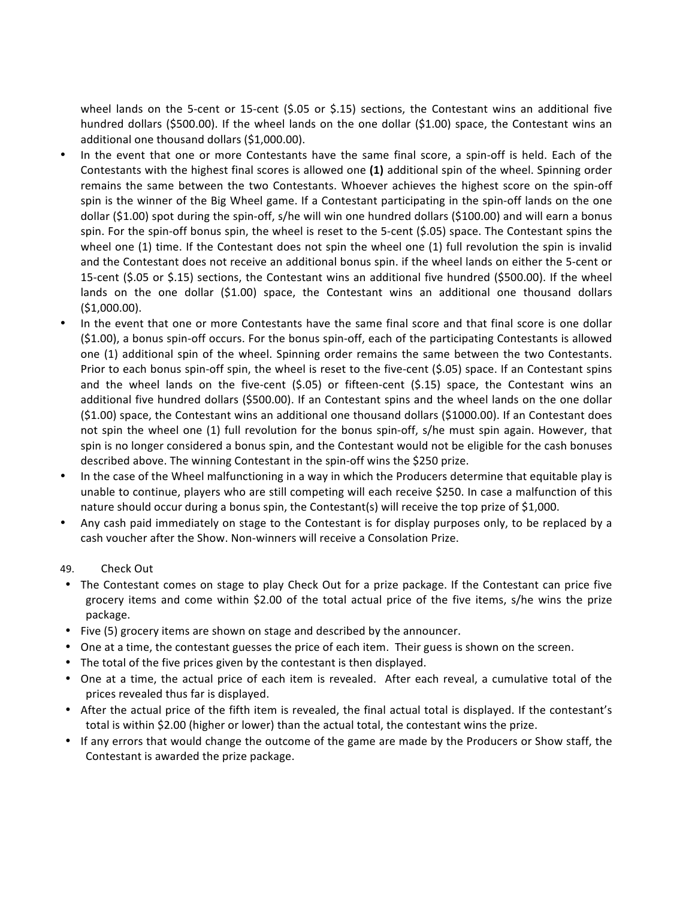wheel lands on the 5-cent or 15-cent ($.05 or $.15) sections, the Contestant wins an additional five hundred dollars ($500.00). If the wheel lands on the one dollar ($1.00) space, the Contestant wins an additional one thousand dollars ($1,000.00).

- In the event that one or more Contestants have the same final score, a spin-off is held. Each of the Contestants with the highest final scores is allowed one **(1)** additional spin of the wheel. Spinning order remains the same between the two Contestants. Whoever achieves the highest score on the spin-off spin is the winner of the Big Wheel game. If a Contestant participating in the spin-off lands on the one dollar ($1.00) spot during the spin-off, s/he will win one hundred dollars ($100.00) and will earn a bonus spin. For the spin-off bonus spin, the wheel is reset to the 5-cent ($.05) space. The Contestant spins the wheel one (1) time. If the Contestant does not spin the wheel one (1) full revolution the spin is invalid and the Contestant does not receive an additional bonus spin. if the wheel lands on either the 5-cent or 15-cent ($.05 or $.15) sections, the Contestant wins an additional five hundred ($500.00). If the wheel lands on the one dollar ($1.00) space, the Contestant wins an additional one thousand dollars ($1,000.00).
- In the event that one or more Contestants have the same final score and that final score is one dollar ($1.00), a bonus spin-off occurs. For the bonus spin-off, each of the participating Contestants is allowed one (1) additional spin of the wheel. Spinning order remains the same between the two Contestants. Prior to each bonus spin-off spin, the wheel is reset to the five-cent ($.05) space. If an Contestant spins and the wheel lands on the five-cent ($.05) or fifteen-cent ($.15) space, the Contestant wins an additional five hundred dollars ($500.00). If an Contestant spins and the wheel lands on the one dollar ($1.00) space, the Contestant wins an additional one thousand dollars ($1000.00). If an Contestant does not spin the wheel one (1) full revolution for the bonus spin-off, s/he must spin again. However, that spin is no longer considered a bonus spin, and the Contestant would not be eligible for the cash bonuses described above. The winning Contestant in the spin-off wins the $250 prize.
- In the case of the Wheel malfunctioning in a way in which the Producers determine that equitable play is unable to continue, players who are still competing will each receive $250. In case a malfunction of this nature should occur during a bonus spin, the Contestant(s) will receive the top prize of $1,000.
- Any cash paid immediately on stage to the Contestant is for display purposes only, to be replaced by a cash voucher after the Show. Non-winners will receive a Consolation Prize.

49. Check Out

- The Contestant comes on stage to play Check Out for a prize package. If the Contestant can price five grocery items and come within $2.00 of the total actual price of the five items, s/he wins the prize package.
- Five (5) grocery items are shown on stage and described by the announcer.
- One at a time, the contestant guesses the price of each item. Their guess is shown on the screen.
- The total of the five prices given by the contestant is then displayed.
- One at a time, the actual price of each item is revealed. After each reveal, a cumulative total of the prices revealed thus far is displayed.
- After the actual price of the fifth item is revealed, the final actual total is displayed. If the contestant's total is within $2.00 (higher or lower) than the actual total, the contestant wins the prize.
- If any errors that would change the outcome of the game are made by the Producers or Show staff, the Contestant is awarded the prize package.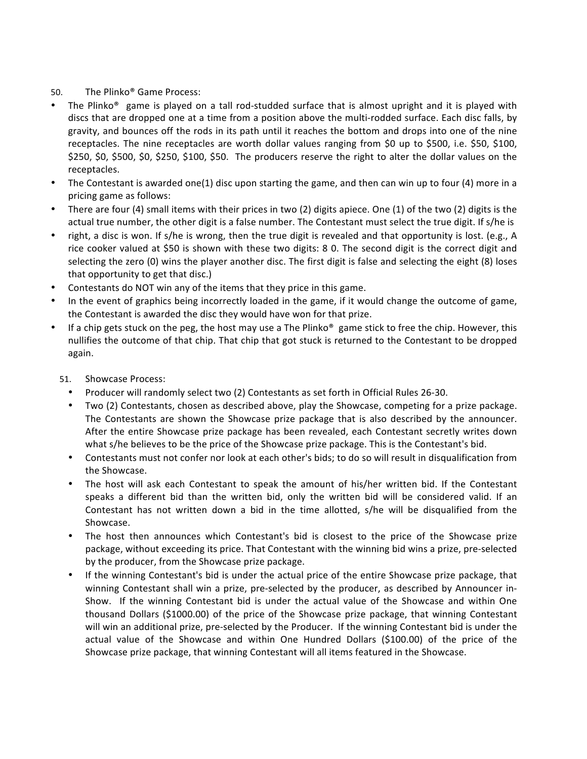50. The Plinko® Game Process:

- The Plinko® game is played on a tall rod-studded surface that is almost upright and it is played with discs that are dropped one at a time from a position above the multi-rodded surface. Each disc falls, by gravity, and bounces off the rods in its path until it reaches the bottom and drops into one of the nine receptacles. The nine receptacles are worth dollar values ranging from $0 up to $500, i.e. $50, $100, $250, $0, $500, $0, $250, $100, $50. The producers reserve the right to alter the dollar values on the receptacles.
- The Contestant is awarded one(1) disc upon starting the game, and then can win up to four (4) more in a pricing game as follows:
- There are four (4) small items with their prices in two (2) digits apiece. One (1) of the two (2) digits is the actual true number, the other digit is a false number. The Contestant must select the true digit. If s/he is
- right, a disc is won. If s/he is wrong, then the true digit is revealed and that opportunity is lost. (e.g., A rice cooker valued at $50 is shown with these two digits: 8 0. The second digit is the correct digit and selecting the zero (0) wins the player another disc. The first digit is false and selecting the eight (8) loses that opportunity to get that disc.)
- Contestants do NOT win any of the items that they price in this game.
- In the event of graphics being incorrectly loaded in the game, if it would change the outcome of game, the Contestant is awarded the disc they would have won for that prize.
- If a chip gets stuck on the peg, the host may use a The Plinko® game stick to free the chip. However, this nullifies the outcome of that chip. That chip that got stuck is returned to the Contestant to be dropped again.

51. Showcase Process:

- Producer will randomly select two (2) Contestants as set forth in Official Rules 26-30.
- Two (2) Contestants, chosen as described above, play the Showcase, competing for a prize package. The Contestants are shown the Showcase prize package that is also described by the announcer. After the entire Showcase prize package has been revealed, each Contestant secretly writes down what s/he believes to be the price of the Showcase prize package. This is the Contestant's bid.
- Contestants must not confer nor look at each other's bids; to do so will result in disqualification from the Showcase.
- The host will ask each Contestant to speak the amount of his/her written bid. If the Contestant speaks a different bid than the written bid, only the written bid will be considered valid. If an Contestant has not written down a bid in the time allotted, s/he will be disqualified from the Showcase.
- The host then announces which Contestant's bid is closest to the price of the Showcase prize package, without exceeding its price. That Contestant with the winning bid wins a prize, pre-selected by the producer, from the Showcase prize package.
- If the winning Contestant's bid is under the actual price of the entire Showcase prize package, that winning Contestant shall win a prize, pre-selected by the producer, as described by Announcer in-Show. If the winning Contestant bid is under the actual value of the Showcase and within One thousand Dollars ($1000.00) of the price of the Showcase prize package, that winning Contestant will win an additional prize, pre-selected by the Producer. If the winning Contestant bid is under the actual value of the Showcase and within One Hundred Dollars ($100.00) of the price of the Showcase prize package, that winning Contestant will all items featured in the Showcase.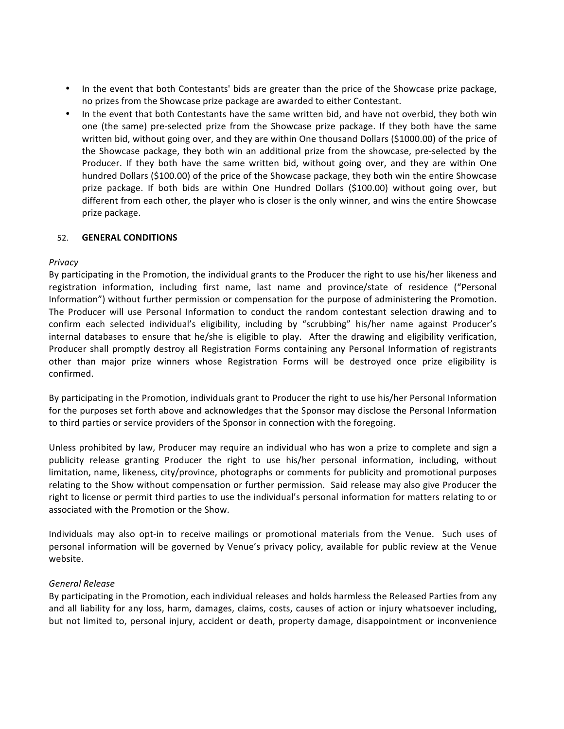- In the event that both Contestants' bids are greater than the price of the Showcase prize package, no prizes from the Showcase prize package are awarded to either Contestant.
- In the event that both Contestants have the same written bid, and have not overbid, they both win one (the same) pre-selected prize from the Showcase prize package. If they both have the same written bid, without going over, and they are within One thousand Dollars ($1000.00) of the price of the Showcase package, they both win an additional prize from the showcase, pre-selected by the Producer. If they both have the same written bid, without going over, and they are within One hundred Dollars ($100.00) of the price of the Showcase package, they both win the entire Showcase prize package. If both bids are within One Hundred Dollars ($100.00) without going over, but different from each other, the player who is closer is the only winner, and wins the entire Showcase prize package.

52. **GENERAL CONDITIONS**

*Privacy*

By participating in the Promotion, the individual grants to the Producer the right to use his/her likeness and registration information, including first name, last name and province/state of residence ("Personal Information") without further permission or compensation for the purpose of administering the Promotion. The Producer will use Personal Information to conduct the random contestant selection drawing and to confirm each selected individual's eligibility, including by "scrubbing" his/her name against Producer's internal databases to ensure that he/she is eligible to play. After the drawing and eligibility verification, Producer shall promptly destroy all Registration Forms containing any Personal Information of registrants other than major prize winners whose Registration Forms will be destroyed once prize eligibility is confirmed.

By participating in the Promotion, individuals grant to Producer the right to use his/her Personal Information for the purposes set forth above and acknowledges that the Sponsor may disclose the Personal Information to third parties or service providers of the Sponsor in connection with the foregoing.

Unless prohibited by law, Producer may require an individual who has won a prize to complete and sign a publicity release granting Producer the right to use his/her personal information, including, without limitation, name, likeness, city/province, photographs or comments for publicity and promotional purposes relating to the Show without compensation or further permission. Said release may also give Producer the right to license or permit third parties to use the individual's personal information for matters relating to or associated with the Promotion or the Show.

Individuals may also opt-in to receive mailings or promotional materials from the Venue. Such uses of personal information will be governed by Venue's privacy policy, available for public review at the Venue website.

*General Release*

By participating in the Promotion, each individual releases and holds harmless the Released Parties from any and all liability for any loss, harm, damages, claims, costs, causes of action or injury whatsoever including, but not limited to, personal injury, accident or death, property damage, disappointment or inconvenience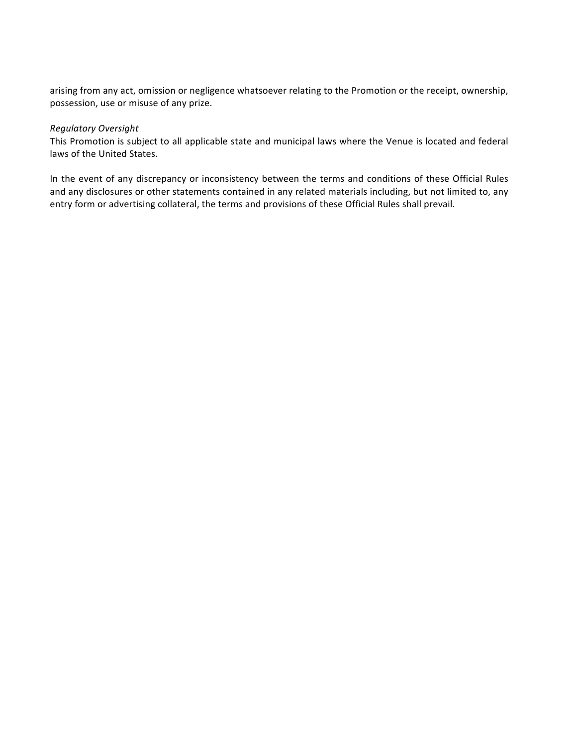arising from any act, omission or negligence whatsoever relating to the Promotion or the receipt, ownership, possession, use or misuse of any prize.

*Regulatory Oversight*

This Promotion is subject to all applicable state and municipal laws where the Venue is located and federal laws of the United States.

In the event of any discrepancy or inconsistency between the terms and conditions of these Official Rules and any disclosures or other statements contained in any related materials including, but not limited to, any entry form or advertising collateral, the terms and provisions of these Official Rules shall prevail.